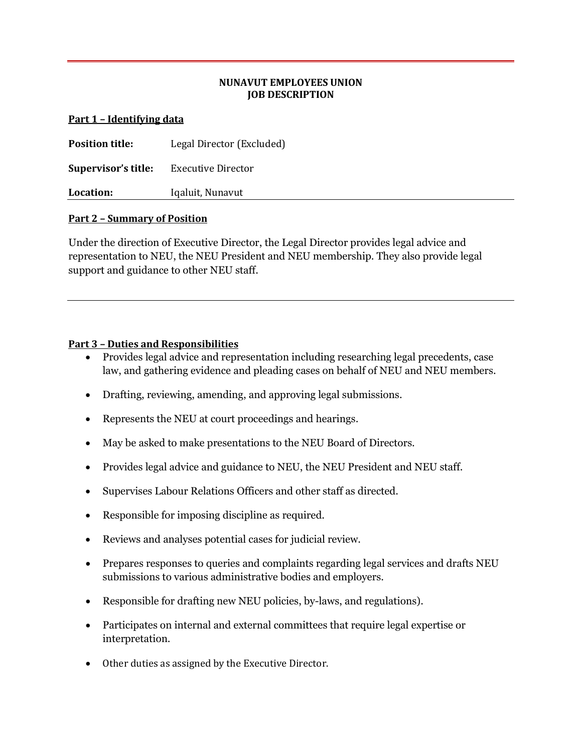**NUNAVUT EMPLOYEES UNION**
**JOB DESCRIPTION**

## Part 1 – Identifying data

**Position title:** Legal Director (Excluded)

**Supervisor's title:** Executive Director

**Location:** Iqaluit, Nunavut

---

## Part 2 – Summary of Position

Under the direction of Executive Director, the Legal Director provides legal advice and representation to NEU, the NEU President and NEU membership. They also provide legal support and guidance to other NEU staff.

---

## Part 3 – Duties and Responsibilities

- Provides legal advice and representation including researching legal precedents, case law, and gathering evidence and pleading cases on behalf of NEU and NEU members.
- Drafting, reviewing, amending, and approving legal submissions.
- Represents the NEU at court proceedings and hearings.
- May be asked to make presentations to the NEU Board of Directors.
- Provides legal advice and guidance to NEU, the NEU President and NEU staff.
- Supervises Labour Relations Officers and other staff as directed.
- Responsible for imposing discipline as required.
- Reviews and analyses potential cases for judicial review.
- Prepares responses to queries and complaints regarding legal services and drafts NEU submissions to various administrative bodies and employers.
- Responsible for drafting new NEU policies, by-laws, and regulations).
- Participates on internal and external committees that require legal expertise or interpretation.
- Other duties as assigned by the Executive Director.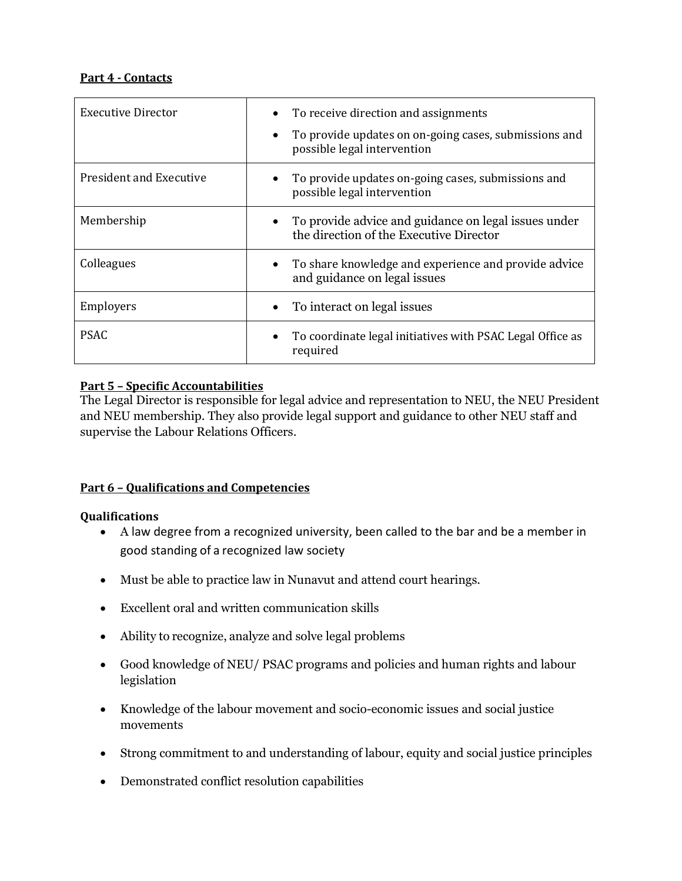**Part 4 - Contacts**

| | |
|---|---|
| Executive Director | • To receive direction and assignments<br>• To provide updates on on-going cases, submissions and possible legal intervention |
| President and Executive | • To provide updates on-going cases, submissions and possible legal intervention |
| Membership | • To provide advice and guidance on legal issues under the direction of the Executive Director |
| Colleagues | • To share knowledge and experience and provide advice and guidance on legal issues |
| Employers | • To interact on legal issues |
| PSAC | • To coordinate legal initiatives with PSAC Legal Office as required |

**Part 5 – Specific Accountabilities**

The Legal Director is responsible for legal advice and representation to NEU, the NEU President and NEU membership. They also provide legal support and guidance to other NEU staff and supervise the Labour Relations Officers.

**Part 6 – Qualifications and Competencies**

**Qualifications**

- A law degree from a recognized university, been called to the bar and be a member in good standing of a recognized law society
- Must be able to practice law in Nunavut and attend court hearings.
- Excellent oral and written communication skills
- Ability to recognize, analyze and solve legal problems
- Good knowledge of NEU/ PSAC programs and policies and human rights and labour legislation
- Knowledge of the labour movement and socio-economic issues and social justice movements
- Strong commitment to and understanding of labour, equity and social justice principles
- Demonstrated conflict resolution capabilities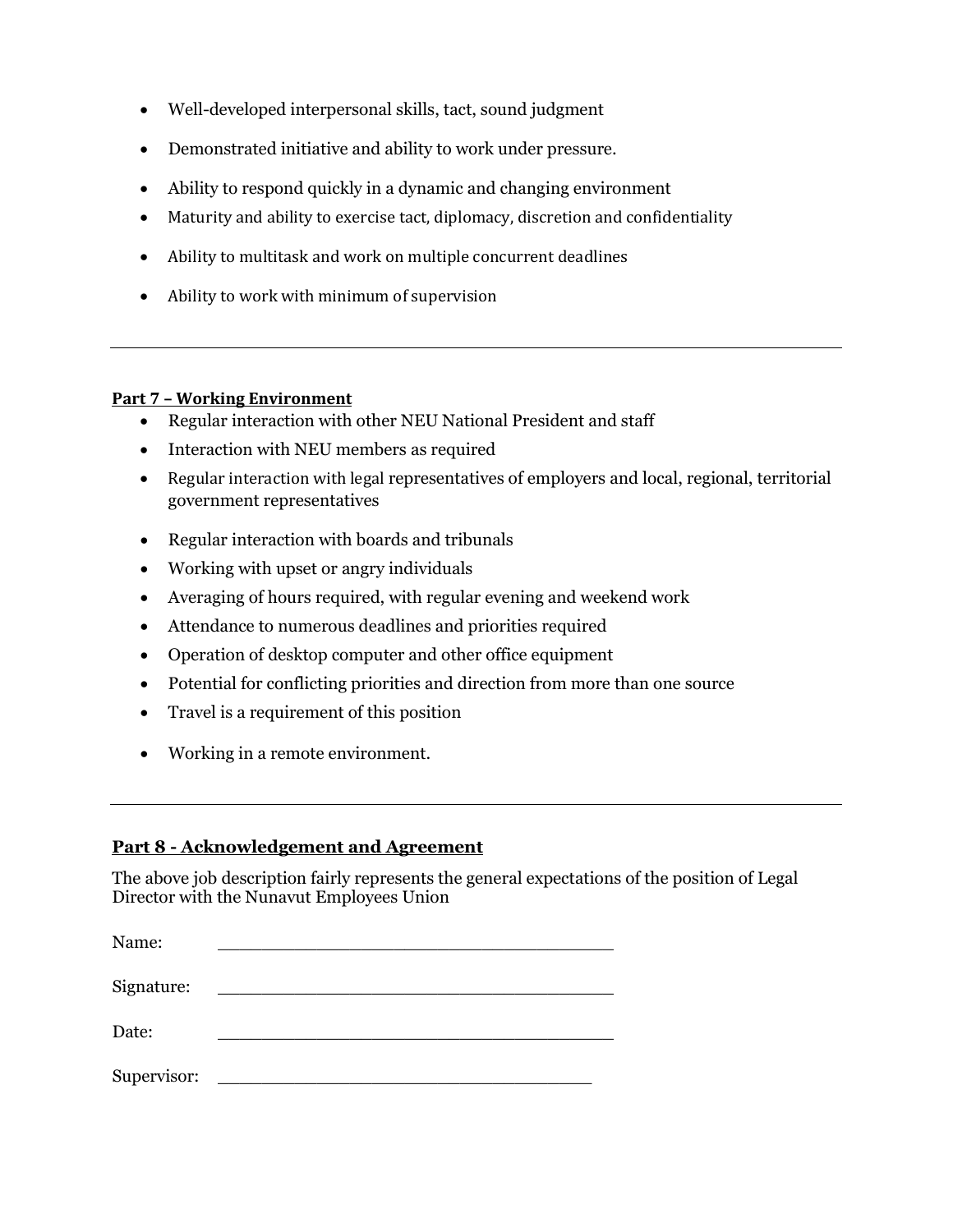- Well-developed interpersonal skills, tact, sound judgment
- Demonstrated initiative and ability to work under pressure.
- Ability to respond quickly in a dynamic and changing environment
- Maturity and ability to exercise tact, diplomacy, discretion and confidentiality
- Ability to multitask and work on multiple concurrent deadlines
- Ability to work with minimum of supervision

---

**Part 7 – Working Environment**

- Regular interaction with other NEU National President and staff
- Interaction with NEU members as required
- Regular interaction with legal representatives of employers and local, regional, territorial government representatives
- Regular interaction with boards and tribunals
- Working with upset or angry individuals
- Averaging of hours required, with regular evening and weekend work
- Attendance to numerous deadlines and priorities required
- Operation of desktop computer and other office equipment
- Potential for conflicting priorities and direction from more than one source
- Travel is a requirement of this position
- Working in a remote environment.

---

**Part 8 - Acknowledgement and Agreement**

The above job description fairly represents the general expectations of the position of Legal Director with the Nunavut Employees Union

Name: ______________________________________

Signature: ______________________________________

Date: ______________________________________

Supervisor: ____________________________________